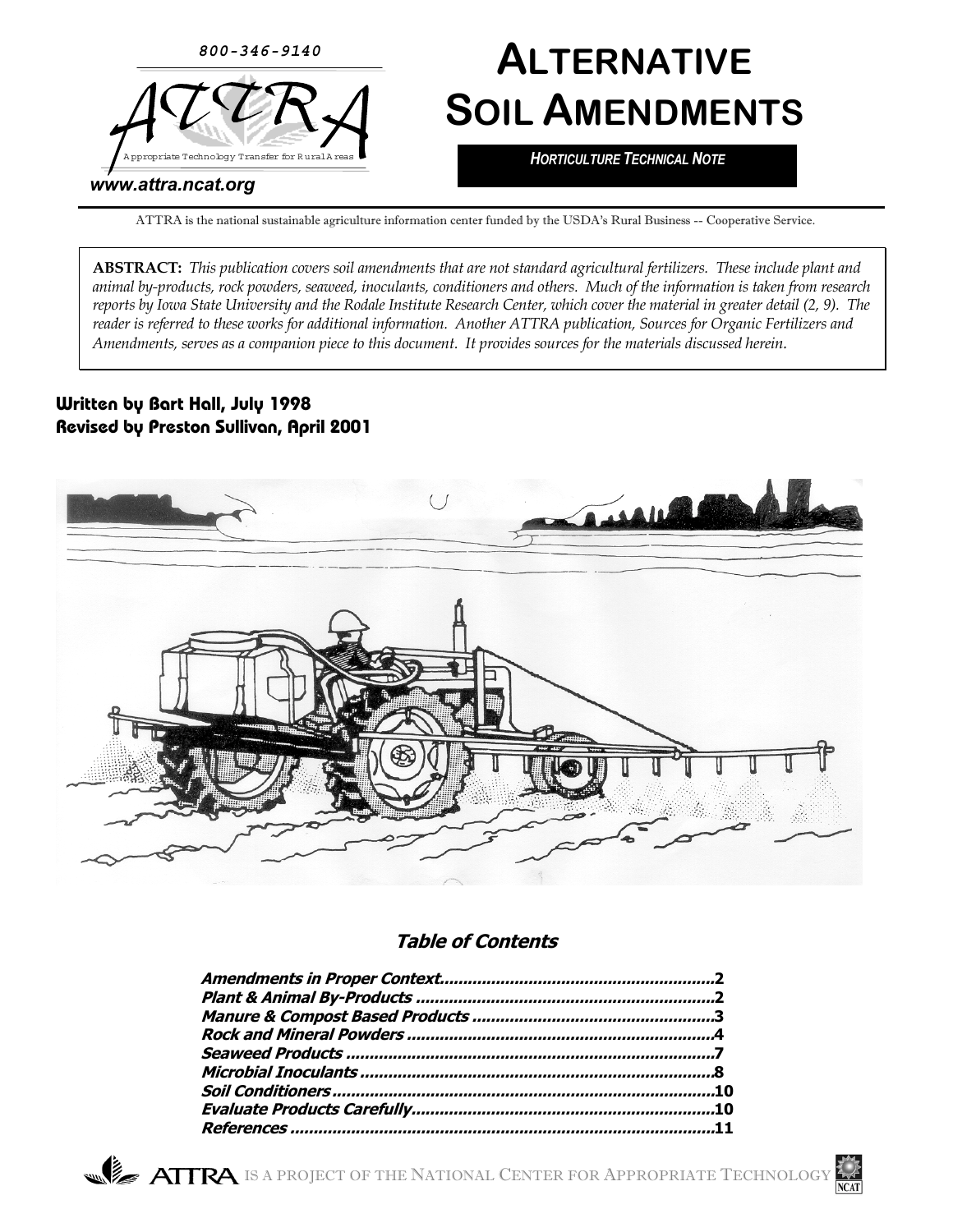800-346-9140

ATTRA

Appropriate Technology Transfer for Rural Areas

www.attra.ncat.org

# ALTERNATIVE SOIL AMENDMENTS

***HORTICULTURE TECHNICAL NOTE***

ATTRA is the national sustainable agriculture information center funded by the USDA's Rural Business -- Cooperative Service.

**ABSTRACT:** *This publication covers soil amendments that are not standard agricultural fertilizers. These include plant and animal by-products, rock powders, seaweed, inoculants, conditioners and others. Much of the information is taken from research reports by Iowa State University and the Rodale Institute Research Center, which cover the material in greater detail (2, 9). The reader is referred to these works for additional information. Another ATTRA publication, Sources for Organic Fertilizers and Amendments, serves as a companion piece to this document. It provides sources for the materials discussed herein.*

**Written by Bart Hall, July 1998**
**Revised by Preston Sullivan, April 2001**

## Table of Contents

**Amendments in Proper Context..........................................................2**
**Plant & Animal By-Products ..............................................................2**
**Manure & Compost Based Products ...................................................3**
**Rock and Mineral Powders ................................................................4**
**Seaweed Products .............................................................................7**
**Microbial Inoculants ..........................................................................8**
**Soil Conditioners...............................................................................10**
**Evaluate Products Carefully...............................................................10**
**References .........................................................................................11**

ATTRA IS A PROJECT OF THE NATIONAL CENTER FOR APPROPRIATE TECHNOLOGY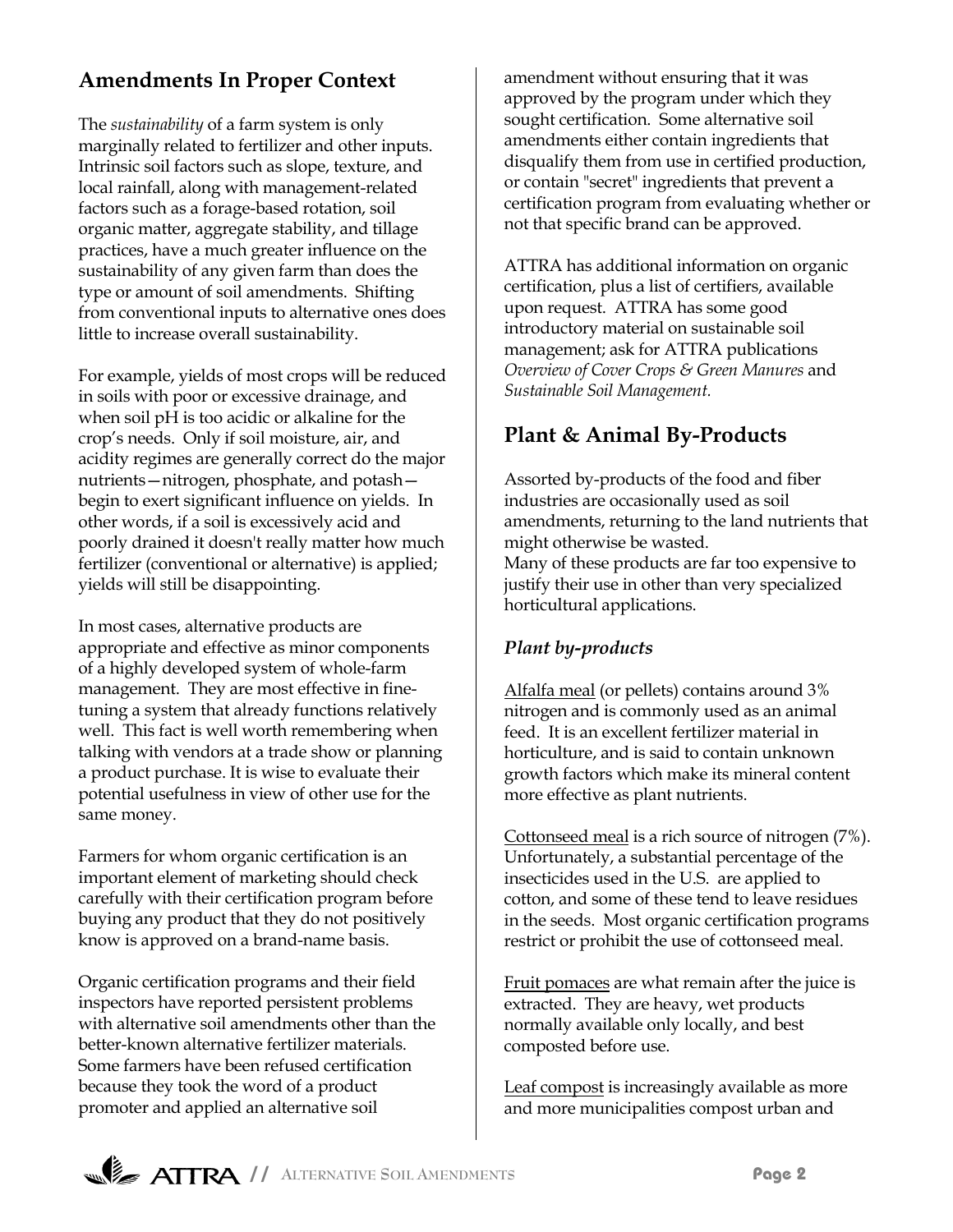## Amendments In Proper Context

The *sustainability* of a farm system is only marginally related to fertilizer and other inputs. Intrinsic soil factors such as slope, texture, and local rainfall, along with management-related factors such as a forage-based rotation, soil organic matter, aggregate stability, and tillage practices, have a much greater influence on the sustainability of any given farm than does the type or amount of soil amendments. Shifting from conventional inputs to alternative ones does little to increase overall sustainability.

For example, yields of most crops will be reduced in soils with poor or excessive drainage, and when soil pH is too acidic or alkaline for the crop's needs. Only if soil moisture, air, and acidity regimes are generally correct do the major nutrients—nitrogen, phosphate, and potash—begin to exert significant influence on yields. In other words, if a soil is excessively acid and poorly drained it doesn't really matter how much fertilizer (conventional or alternative) is applied; yields will still be disappointing.

In most cases, alternative products are appropriate and effective as minor components of a highly developed system of whole-farm management. They are most effective in fine-tuning a system that already functions relatively well. This fact is well worth remembering when talking with vendors at a trade show or planning a product purchase. It is wise to evaluate their potential usefulness in view of other use for the same money.

Farmers for whom organic certification is an important element of marketing should check carefully with their certification program before buying any product that they do not positively know is approved on a brand-name basis.

Organic certification programs and their field inspectors have reported persistent problems with alternative soil amendments other than the better-known alternative fertilizer materials. Some farmers have been refused certification because they took the word of a product promoter and applied an alternative soil amendment without ensuring that it was approved by the program under which they sought certification. Some alternative soil amendments either contain ingredients that disqualify them from use in certified production, or contain "secret" ingredients that prevent a certification program from evaluating whether or not that specific brand can be approved.

ATTRA has additional information on organic certification, plus a list of certifiers, available upon request. ATTRA has some good introductory material on sustainable soil management; ask for ATTRA publications *Overview of Cover Crops & Green Manures* and *Sustainable Soil Management.*

## Plant & Animal By-Products

Assorted by-products of the food and fiber industries are occasionally used as soil amendments, returning to the land nutrients that might otherwise be wasted.
Many of these products are far too expensive to justify their use in other than very specialized horticultural applications.

### *Plant by-products*

Alfalfa meal (or pellets) contains around 3% nitrogen and is commonly used as an animal feed. It is an excellent fertilizer material in horticulture, and is said to contain unknown growth factors which make its mineral content more effective as plant nutrients.

Cottonseed meal is a rich source of nitrogen (7%). Unfortunately, a substantial percentage of the insecticides used in the U.S. are applied to cotton, and some of these tend to leave residues in the seeds. Most organic certification programs restrict or prohibit the use of cottonseed meal.

Fruit pomaces are what remain after the juice is extracted. They are heavy, wet products normally available only locally, and best composted before use.

Leaf compost is increasingly available as more and more municipalities compost urban and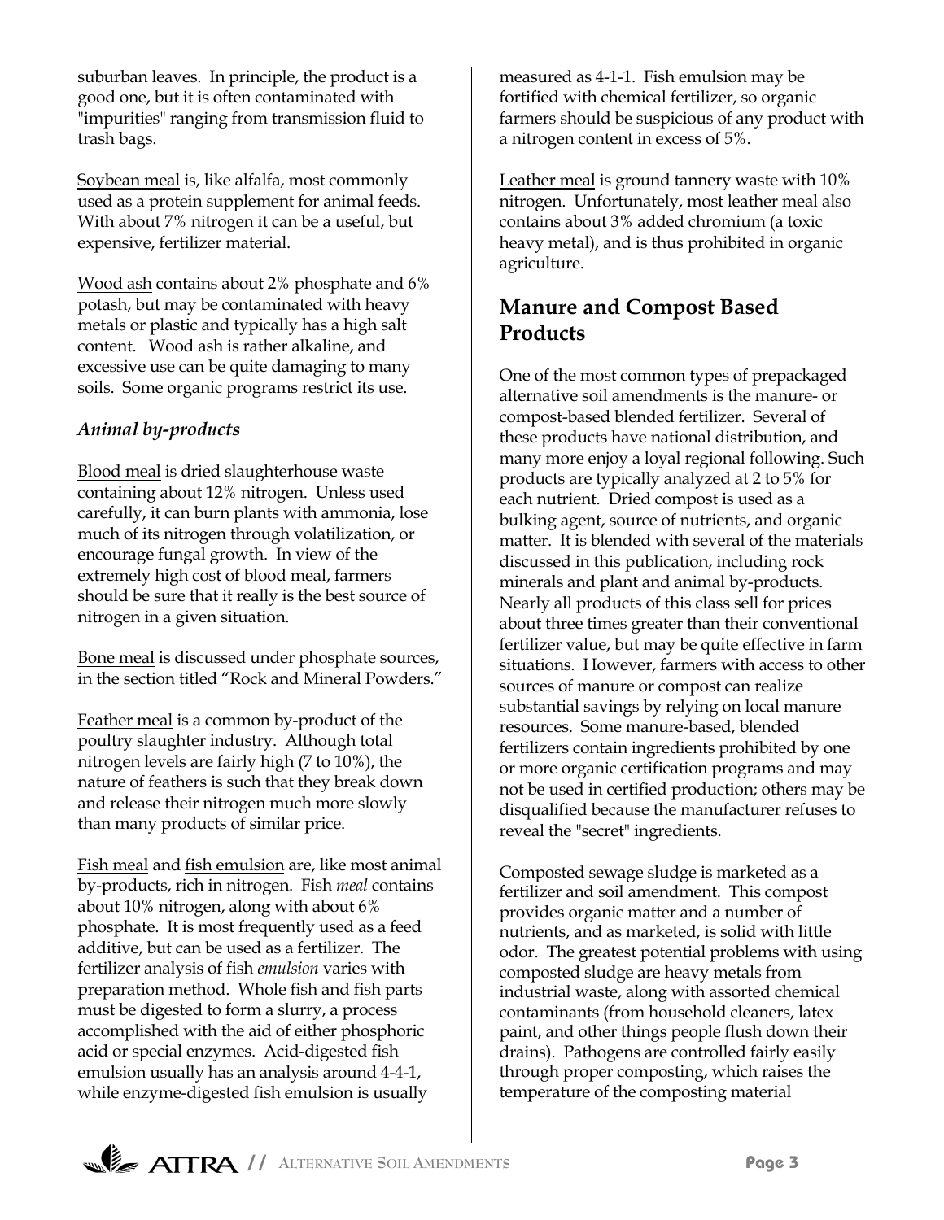suburban leaves. In principle, the product is a good one, but it is often contaminated with "impurities" ranging from transmission fluid to trash bags.

Soybean meal is, like alfalfa, most commonly used as a protein supplement for animal feeds. With about 7% nitrogen it can be a useful, but expensive, fertilizer material.

Wood ash contains about 2% phosphate and 6% potash, but may be contaminated with heavy metals or plastic and typically has a high salt content. Wood ash is rather alkaline, and excessive use can be quite damaging to many soils. Some organic programs restrict its use.

### *Animal by-products*

Blood meal is dried slaughterhouse waste containing about 12% nitrogen. Unless used carefully, it can burn plants with ammonia, lose much of its nitrogen through volatilization, or encourage fungal growth. In view of the extremely high cost of blood meal, farmers should be sure that it really is the best source of nitrogen in a given situation.

Bone meal is discussed under phosphate sources, in the section titled "Rock and Mineral Powders."

Feather meal is a common by-product of the poultry slaughter industry. Although total nitrogen levels are fairly high (7 to 10%), the nature of feathers is such that they break down and release their nitrogen much more slowly than many products of similar price.

Fish meal and fish emulsion are, like most animal by-products, rich in nitrogen. Fish *meal* contains about 10% nitrogen, along with about 6% phosphate. It is most frequently used as a feed additive, but can be used as a fertilizer. The fertilizer analysis of fish *emulsion* varies with preparation method. Whole fish and fish parts must be digested to form a slurry, a process accomplished with the aid of either phosphoric acid or special enzymes. Acid-digested fish emulsion usually has an analysis around 4-4-1, while enzyme-digested fish emulsion is usually measured as 4-1-1. Fish emulsion may be fortified with chemical fertilizer, so organic farmers should be suspicious of any product with a nitrogen content in excess of 5%.

Leather meal is ground tannery waste with 10% nitrogen. Unfortunately, most leather meal also contains about 3% added chromium (a toxic heavy metal), and is thus prohibited in organic agriculture.

## Manure and Compost Based Products

One of the most common types of prepackaged alternative soil amendments is the manure- or compost-based blended fertilizer. Several of these products have national distribution, and many more enjoy a loyal regional following. Such products are typically analyzed at 2 to 5% for each nutrient. Dried compost is used as a bulking agent, source of nutrients, and organic matter. It is blended with several of the materials discussed in this publication, including rock minerals and plant and animal by-products. Nearly all products of this class sell for prices about three times greater than their conventional fertilizer value, but may be quite effective in farm situations. However, farmers with access to other sources of manure or compost can realize substantial savings by relying on local manure resources. Some manure-based, blended fertilizers contain ingredients prohibited by one or more organic certification programs and may not be used in certified production; others may be disqualified because the manufacturer refuses to reveal the "secret" ingredients.

Composted sewage sludge is marketed as a fertilizer and soil amendment. This compost provides organic matter and a number of nutrients, and as marketed, is solid with little odor. The greatest potential problems with using composted sludge are heavy metals from industrial waste, along with assorted chemical contaminants (from household cleaners, latex paint, and other things people flush down their drains). Pathogens are controlled fairly easily through proper composting, which raises the temperature of the composting material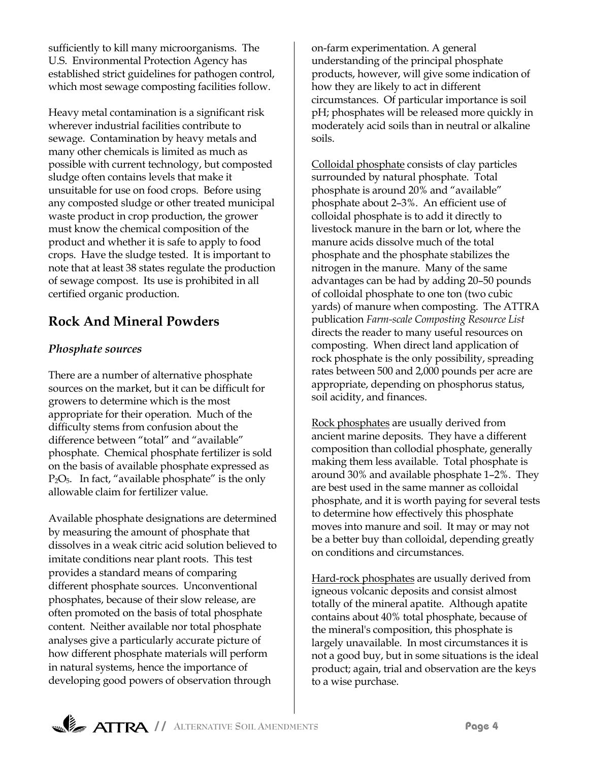sufficiently to kill many microorganisms. The U.S. Environmental Protection Agency has established strict guidelines for pathogen control, which most sewage composting facilities follow.

Heavy metal contamination is a significant risk wherever industrial facilities contribute to sewage. Contamination by heavy metals and many other chemicals is limited as much as possible with current technology, but composted sludge often contains levels that make it unsuitable for use on food crops. Before using any composted sludge or other treated municipal waste product in crop production, the grower must know the chemical composition of the product and whether it is safe to apply to food crops. Have the sludge tested. It is important to note that at least 38 states regulate the production of sewage compost. Its use is prohibited in all certified organic production.

## Rock And Mineral Powders

### *Phosphate sources*

There are a number of alternative phosphate sources on the market, but it can be difficult for growers to determine which is the most appropriate for their operation. Much of the difficulty stems from confusion about the difference between "total" and "available" phosphate. Chemical phosphate fertilizer is sold on the basis of available phosphate expressed as $P_2O_5$. In fact, "available phosphate" is the only allowable claim for fertilizer value.

Available phosphate designations are determined by measuring the amount of phosphate that dissolves in a weak citric acid solution believed to imitate conditions near plant roots. This test provides a standard means of comparing different phosphate sources. Unconventional phosphates, because of their slow release, are often promoted on the basis of total phosphate content. Neither available nor total phosphate analyses give a particularly accurate picture of how different phosphate materials will perform in natural systems, hence the importance of developing good powers of observation through on-farm experimentation. A general understanding of the principal phosphate products, however, will give some indication of how they are likely to act in different circumstances. Of particular importance is soil pH; phosphates will be released more quickly in moderately acid soils than in neutral or alkaline soils.

Colloidal phosphate consists of clay particles surrounded by natural phosphate. Total phosphate is around 20% and "available" phosphate about 2–3%. An efficient use of colloidal phosphate is to add it directly to livestock manure in the barn or lot, where the manure acids dissolve much of the total phosphate and the phosphate stabilizes the nitrogen in the manure. Many of the same advantages can be had by adding 20–50 pounds of colloidal phosphate to one ton (two cubic yards) of manure when composting. The ATTRA publication *Farm-scale Composting Resource List* directs the reader to many useful resources on composting. When direct land application of rock phosphate is the only possibility, spreading rates between 500 and 2,000 pounds per acre are appropriate, depending on phosphorus status, soil acidity, and finances.

Rock phosphates are usually derived from ancient marine deposits. They have a different composition than collodial phosphate, generally making them less available. Total phosphate is around 30% and available phosphate 1–2%. They are best used in the same manner as colloidal phosphate, and it is worth paying for several tests to determine how effectively this phosphate moves into manure and soil. It may or may not be a better buy than colloidal, depending greatly on conditions and circumstances.

Hard-rock phosphates are usually derived from igneous volcanic deposits and consist almost totally of the mineral apatite. Although apatite contains about 40% total phosphate, because of the mineral's composition, this phosphate is largely unavailable. In most circumstances it is not a good buy, but in some situations is the ideal product; again, trial and observation are the keys to a wise purchase.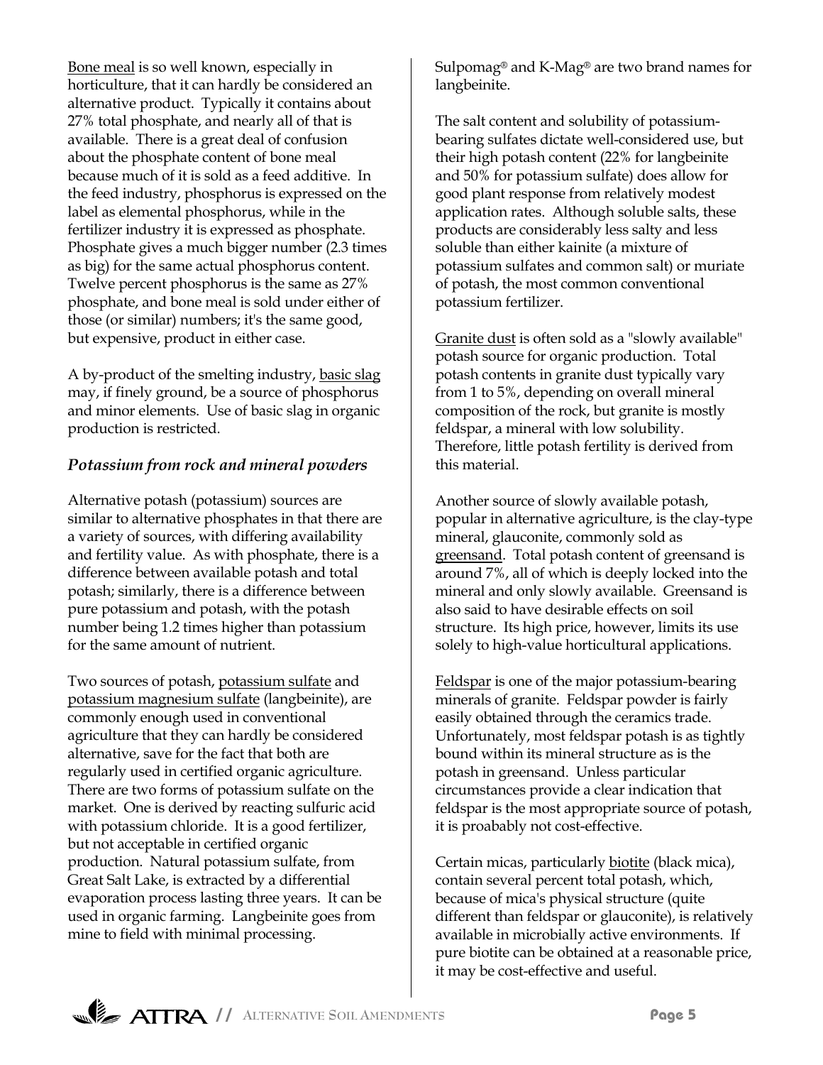Bone meal is so well known, especially in horticulture, that it can hardly be considered an alternative product. Typically it contains about 27% total phosphate, and nearly all of that is available. There is a great deal of confusion about the phosphate content of bone meal because much of it is sold as a feed additive. In the feed industry, phosphorus is expressed on the label as elemental phosphorus, while in the fertilizer industry it is expressed as phosphate. Phosphate gives a much bigger number (2.3 times as big) for the same actual phosphorus content. Twelve percent phosphorus is the same as 27% phosphate, and bone meal is sold under either of those (or similar) numbers; it's the same good, but expensive, product in either case.

A by-product of the smelting industry, basic slag may, if finely ground, be a source of phosphorus and minor elements. Use of basic slag in organic production is restricted.

### *Potassium from rock and mineral powders*

Alternative potash (potassium) sources are similar to alternative phosphates in that there are a variety of sources, with differing availability and fertility value. As with phosphate, there is a difference between available potash and total potash; similarly, there is a difference between pure potassium and potash, with the potash number being 1.2 times higher than potassium for the same amount of nutrient.

Two sources of potash, potassium sulfate and potassium magnesium sulfate (langbeinite), are commonly enough used in conventional agriculture that they can hardly be considered alternative, save for the fact that both are regularly used in certified organic agriculture. There are two forms of potassium sulfate on the market. One is derived by reacting sulfuric acid with potassium chloride. It is a good fertilizer, but not acceptable in certified organic production. Natural potassium sulfate, from Great Salt Lake, is extracted by a differential evaporation process lasting three years. It can be used in organic farming. Langbeinite goes from mine to field with minimal processing. Sulpomag® and K-Mag® are two brand names for langbeinite.

The salt content and solubility of potassium-bearing sulfates dictate well-considered use, but their high potash content (22% for langbeinite and 50% for potassium sulfate) does allow for good plant response from relatively modest application rates. Although soluble salts, these products are considerably less salty and less soluble than either kainite (a mixture of potassium sulfates and common salt) or muriate of potash, the most common conventional potassium fertilizer.

Granite dust is often sold as a "slowly available" potash source for organic production. Total potash contents in granite dust typically vary from 1 to 5%, depending on overall mineral composition of the rock, but granite is mostly feldspar, a mineral with low solubility. Therefore, little potash fertility is derived from this material.

Another source of slowly available potash, popular in alternative agriculture, is the clay-type mineral, glauconite, commonly sold as greensand. Total potash content of greensand is around 7%, all of which is deeply locked into the mineral and only slowly available. Greensand is also said to have desirable effects on soil structure. Its high price, however, limits its use solely to high-value horticultural applications.

Feldspar is one of the major potassium-bearing minerals of granite. Feldspar powder is fairly easily obtained through the ceramics trade. Unfortunately, most feldspar potash is as tightly bound within its mineral structure as is the potash in greensand. Unless particular circumstances provide a clear indication that feldspar is the most appropriate source of potash, it is proabably not cost-effective.

Certain micas, particularly biotite (black mica), contain several percent total potash, which, because of mica's physical structure (quite different than feldspar or glauconite), is relatively available in microbially active environments. If pure biotite can be obtained at a reasonable price, it may be cost-effective and useful.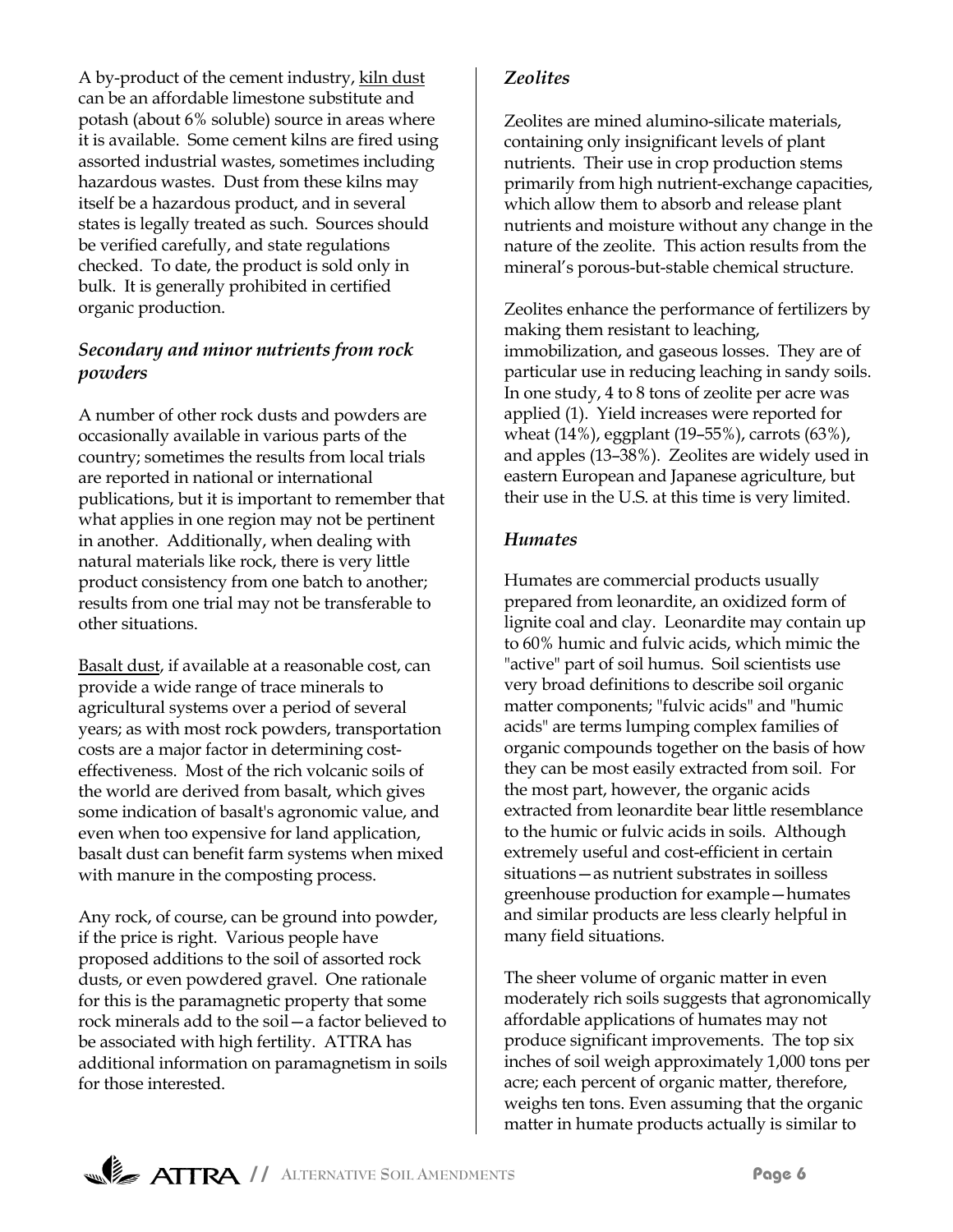A by-product of the cement industry, kiln dust can be an affordable limestone substitute and potash (about 6% soluble) source in areas where it is available. Some cement kilns are fired using assorted industrial wastes, sometimes including hazardous wastes. Dust from these kilns may itself be a hazardous product, and in several states is legally treated as such. Sources should be verified carefully, and state regulations checked. To date, the product is sold only in bulk. It is generally prohibited in certified organic production.

### *Secondary and minor nutrients from rock powders*

A number of other rock dusts and powders are occasionally available in various parts of the country; sometimes the results from local trials are reported in national or international publications, but it is important to remember that what applies in one region may not be pertinent in another. Additionally, when dealing with natural materials like rock, there is very little product consistency from one batch to another; results from one trial may not be transferable to other situations.

Basalt dust, if available at a reasonable cost, can provide a wide range of trace minerals to agricultural systems over a period of several years; as with most rock powders, transportation costs are a major factor in determining cost-effectiveness. Most of the rich volcanic soils of the world are derived from basalt, which gives some indication of basalt's agronomic value, and even when too expensive for land application, basalt dust can benefit farm systems when mixed with manure in the composting process.

Any rock, of course, can be ground into powder, if the price is right. Various people have proposed additions to the soil of assorted rock dusts, or even powdered gravel. One rationale for this is the paramagnetic property that some rock minerals add to the soil—a factor believed to be associated with high fertility. ATTRA has additional information on paramagnetism in soils for those interested.

### *Zeolites*

Zeolites are mined alumino-silicate materials, containing only insignificant levels of plant nutrients. Their use in crop production stems primarily from high nutrient-exchange capacities, which allow them to absorb and release plant nutrients and moisture without any change in the nature of the zeolite. This action results from the mineral's porous-but-stable chemical structure.

Zeolites enhance the performance of fertilizers by making them resistant to leaching, immobilization, and gaseous losses. They are of particular use in reducing leaching in sandy soils. In one study, 4 to 8 tons of zeolite per acre was applied (1). Yield increases were reported for wheat (14%), eggplant (19–55%), carrots (63%), and apples (13–38%). Zeolites are widely used in eastern European and Japanese agriculture, but their use in the U.S. at this time is very limited.

### *Humates*

Humates are commercial products usually prepared from leonardite, an oxidized form of lignite coal and clay. Leonardite may contain up to 60% humic and fulvic acids, which mimic the "active" part of soil humus. Soil scientists use very broad definitions to describe soil organic matter components; "fulvic acids" and "humic acids" are terms lumping complex families of organic compounds together on the basis of how they can be most easily extracted from soil. For the most part, however, the organic acids extracted from leonardite bear little resemblance to the humic or fulvic acids in soils. Although extremely useful and cost-efficient in certain situations—as nutrient substrates in soilless greenhouse production for example—humates and similar products are less clearly helpful in many field situations.

The sheer volume of organic matter in even moderately rich soils suggests that agronomically affordable applications of humates may not produce significant improvements. The top six inches of soil weigh approximately 1,000 tons per acre; each percent of organic matter, therefore, weighs ten tons. Even assuming that the organic matter in humate products actually is similar to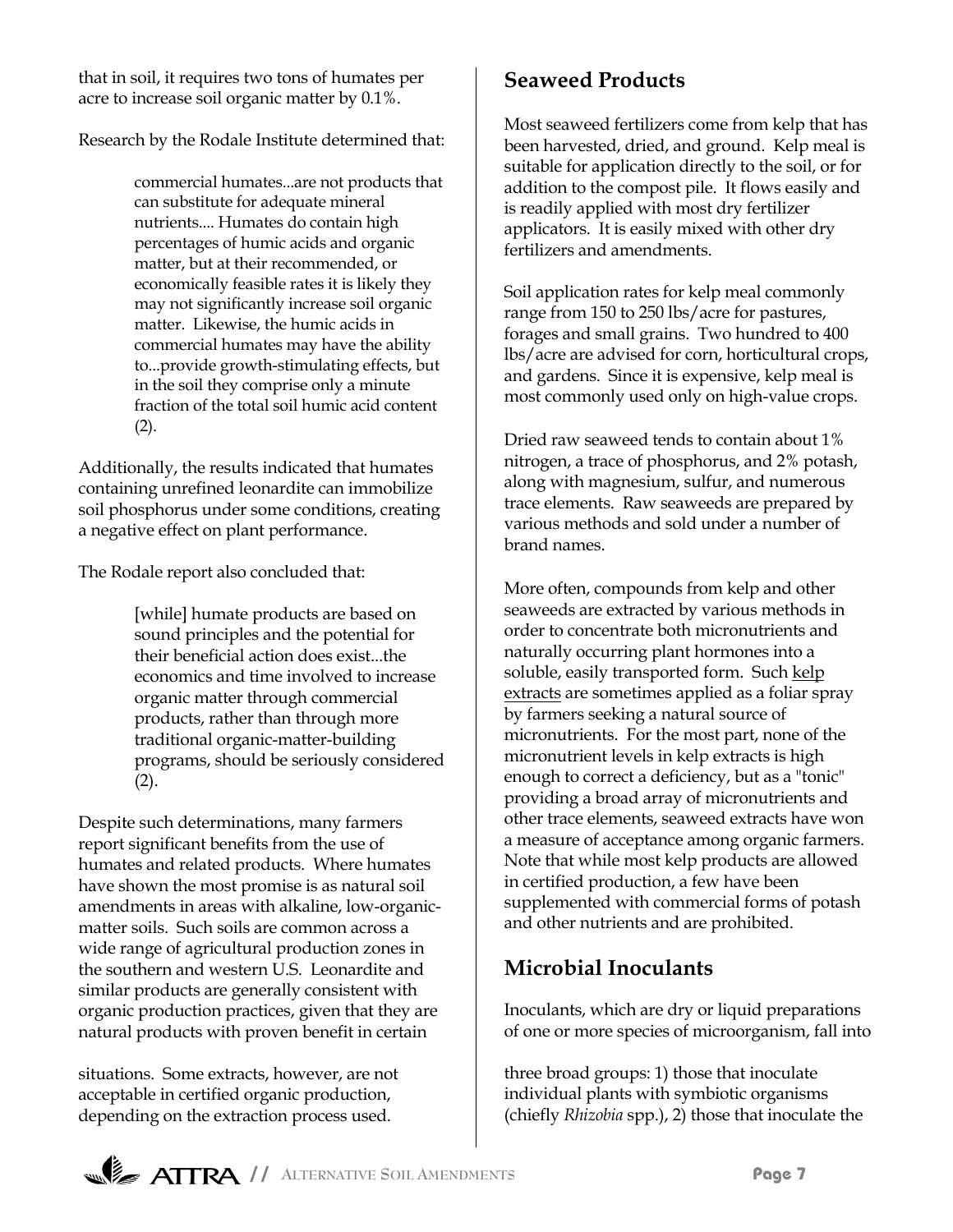that in soil, it requires two tons of humates per acre to increase soil organic matter by 0.1%.

Research by the Rodale Institute determined that:

> commercial humates...are not products that can substitute for adequate mineral nutrients.... Humates do contain high percentages of humic acids and organic matter, but at their recommended, or economically feasible rates it is likely they may not significantly increase soil organic matter. Likewise, the humic acids in commercial humates may have the ability to...provide growth-stimulating effects, but in the soil they comprise only a minute fraction of the total soil humic acid content (2).

Additionally, the results indicated that humates containing unrefined leonardite can immobilize soil phosphorus under some conditions, creating a negative effect on plant performance.

The Rodale report also concluded that:

> [while] humate products are based on sound principles and the potential for their beneficial action does exist...the economics and time involved to increase organic matter through commercial products, rather than through more traditional organic-matter-building programs, should be seriously considered (2).

Despite such determinations, many farmers report significant benefits from the use of humates and related products. Where humates have shown the most promise is as natural soil amendments in areas with alkaline, low-organic-matter soils. Such soils are common across a wide range of agricultural production zones in the southern and western U.S. Leonardite and similar products are generally consistent with organic production practices, given that they are natural products with proven benefit in certain situations. Some extracts, however, are not acceptable in certified organic production, depending on the extraction process used.

## Seaweed Products

Most seaweed fertilizers come from kelp that has been harvested, dried, and ground. Kelp meal is suitable for application directly to the soil, or for addition to the compost pile. It flows easily and is readily applied with most dry fertilizer applicators. It is easily mixed with other dry fertilizers and amendments.

Soil application rates for kelp meal commonly range from 150 to 250 lbs/acre for pastures, forages and small grains. Two hundred to 400 lbs/acre are advised for corn, horticultural crops, and gardens. Since it is expensive, kelp meal is most commonly used only on high-value crops.

Dried raw seaweed tends to contain about 1% nitrogen, a trace of phosphorus, and 2% potash, along with magnesium, sulfur, and numerous trace elements. Raw seaweeds are prepared by various methods and sold under a number of brand names.

More often, compounds from kelp and other seaweeds are extracted by various methods in order to concentrate both micronutrients and naturally occurring plant hormones into a soluble, easily transported form. Such kelp extracts are sometimes applied as a foliar spray by farmers seeking a natural source of micronutrients. For the most part, none of the micronutrient levels in kelp extracts is high enough to correct a deficiency, but as a "tonic" providing a broad array of micronutrients and other trace elements, seaweed extracts have won a measure of acceptance among organic farmers. Note that while most kelp products are allowed in certified production, a few have been supplemented with commercial forms of potash and other nutrients and are prohibited.

## Microbial Inoculants

Inoculants, which are dry or liquid preparations of one or more species of microorganism, fall into three broad groups: 1) those that inoculate individual plants with symbiotic organisms (chiefly *Rhizobia* spp.), 2) those that inoculate the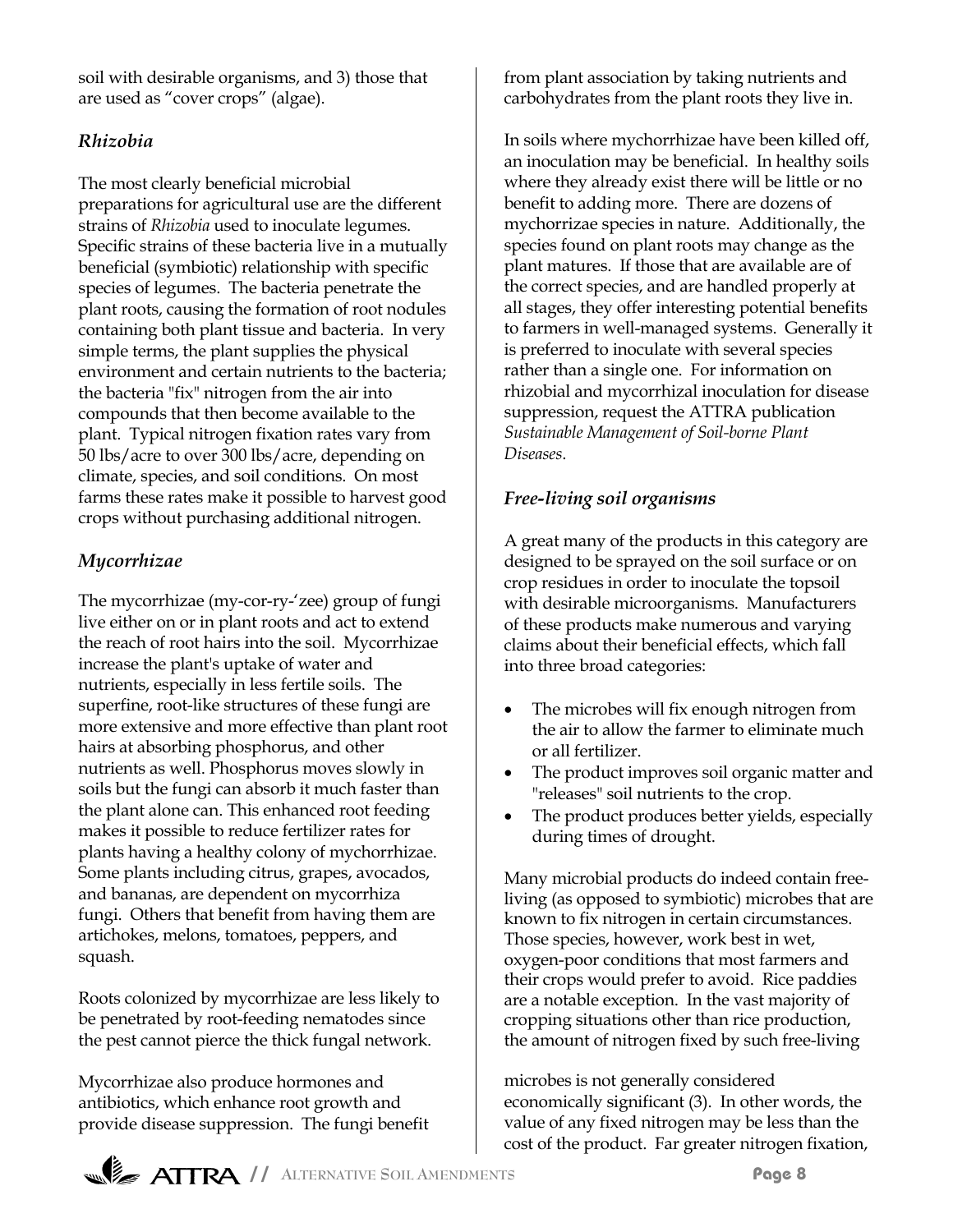soil with desirable organisms, and 3) those that are used as "cover crops" (algae).

### *Rhizobia*

The most clearly beneficial microbial preparations for agricultural use are the different strains of *Rhizobia* used to inoculate legumes. Specific strains of these bacteria live in a mutually beneficial (symbiotic) relationship with specific species of legumes. The bacteria penetrate the plant roots, causing the formation of root nodules containing both plant tissue and bacteria. In very simple terms, the plant supplies the physical environment and certain nutrients to the bacteria; the bacteria "fix" nitrogen from the air into compounds that then become available to the plant. Typical nitrogen fixation rates vary from 50 lbs/acre to over 300 lbs/acre, depending on climate, species, and soil conditions. On most farms these rates make it possible to harvest good crops without purchasing additional nitrogen.

### *Mycorrhizae*

The mycorrhizae (my-cor-ry-'zee) group of fungi live either on or in plant roots and act to extend the reach of root hairs into the soil. Mycorrhizae increase the plant's uptake of water and nutrients, especially in less fertile soils. The superfine, root-like structures of these fungi are more extensive and more effective than plant root hairs at absorbing phosphorus, and other nutrients as well. Phosphorus moves slowly in soils but the fungi can absorb it much faster than the plant alone can. This enhanced root feeding makes it possible to reduce fertilizer rates for plants having a healthy colony of mychorrhizae. Some plants including citrus, grapes, avocados, and bananas, are dependent on mycorrhiza fungi. Others that benefit from having them are artichokes, melons, tomatoes, peppers, and squash.

Roots colonized by mycorrhizae are less likely to be penetrated by root-feeding nematodes since the pest cannot pierce the thick fungal network.

Mycorrhizae also produce hormones and antibiotics, which enhance root growth and provide disease suppression. The fungi benefit from plant association by taking nutrients and carbohydrates from the plant roots they live in.

In soils where mychorrhizae have been killed off, an inoculation may be beneficial. In healthy soils where they already exist there will be little or no benefit to adding more. There are dozens of mychorrizae species in nature. Additionally, the species found on plant roots may change as the plant matures. If those that are available are of the correct species, and are handled properly at all stages, they offer interesting potential benefits to farmers in well-managed systems. Generally it is preferred to inoculate with several species rather than a single one. For information on rhizobial and mycorrhizal inoculation for disease suppression, request the ATTRA publication *Sustainable Management of Soil-borne Plant Diseases*.

### *Free-living soil organisms*

A great many of the products in this category are designed to be sprayed on the soil surface or on crop residues in order to inoculate the topsoil with desirable microorganisms. Manufacturers of these products make numerous and varying claims about their beneficial effects, which fall into three broad categories:

- The microbes will fix enough nitrogen from the air to allow the farmer to eliminate much or all fertilizer.
- The product improves soil organic matter and "releases" soil nutrients to the crop.
- The product produces better yields, especially during times of drought.

Many microbial products do indeed contain free-living (as opposed to symbiotic) microbes that are known to fix nitrogen in certain circumstances. Those species, however, work best in wet, oxygen-poor conditions that most farmers and their crops would prefer to avoid. Rice paddies are a notable exception. In the vast majority of cropping situations other than rice production, the amount of nitrogen fixed by such free-living microbes is not generally considered economically significant (3). In other words, the value of any fixed nitrogen may be less than the cost of the product. Far greater nitrogen fixation,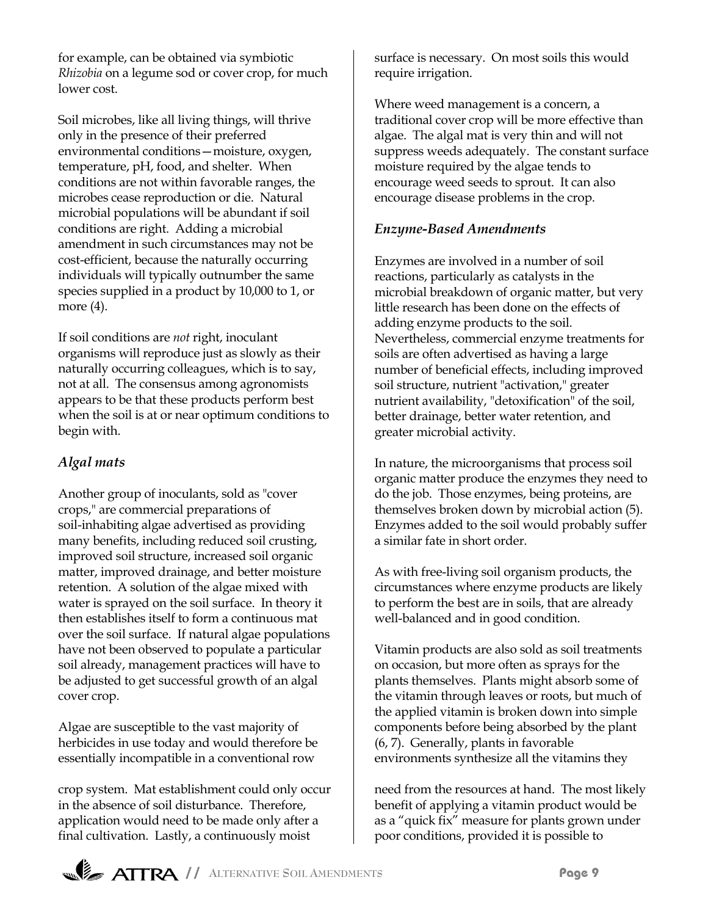for example, can be obtained via symbiotic *Rhizobia* on a legume sod or cover crop, for much lower cost.

Soil microbes, like all living things, will thrive only in the presence of their preferred environmental conditions—moisture, oxygen, temperature, pH, food, and shelter. When conditions are not within favorable ranges, the microbes cease reproduction or die. Natural microbial populations will be abundant if soil conditions are right. Adding a microbial amendment in such circumstances may not be cost-efficient, because the naturally occurring individuals will typically outnumber the same species supplied in a product by 10,000 to 1, or more (4).

If soil conditions are *not* right, inoculant organisms will reproduce just as slowly as their naturally occurring colleagues, which is to say, not at all. The consensus among agronomists appears to be that these products perform best when the soil is at or near optimum conditions to begin with.

### *Algal mats*

Another group of inoculants, sold as "cover crops," are commercial preparations of soil-inhabiting algae advertised as providing many benefits, including reduced soil crusting, improved soil structure, increased soil organic matter, improved drainage, and better moisture retention. A solution of the algae mixed with water is sprayed on the soil surface. In theory it then establishes itself to form a continuous mat over the soil surface. If natural algae populations have not been observed to populate a particular soil already, management practices will have to be adjusted to get successful growth of an algal cover crop.

Algae are susceptible to the vast majority of herbicides in use today and would therefore be essentially incompatible in a conventional row crop system. Mat establishment could only occur in the absence of soil disturbance. Therefore, application would need to be made only after a final cultivation. Lastly, a continuously moist surface is necessary. On most soils this would require irrigation.

Where weed management is a concern, a traditional cover crop will be more effective than algae. The algal mat is very thin and will not suppress weeds adequately. The constant surface moisture required by the algae tends to encourage weed seeds to sprout. It can also encourage disease problems in the crop.

### *Enzyme-Based Amendments*

Enzymes are involved in a number of soil reactions, particularly as catalysts in the microbial breakdown of organic matter, but very little research has been done on the effects of adding enzyme products to the soil. Nevertheless, commercial enzyme treatments for soils are often advertised as having a large number of beneficial effects, including improved soil structure, nutrient "activation," greater nutrient availability, "detoxification" of the soil, better drainage, better water retention, and greater microbial activity.

In nature, the microorganisms that process soil organic matter produce the enzymes they need to do the job. Those enzymes, being proteins, are themselves broken down by microbial action (5). Enzymes added to the soil would probably suffer a similar fate in short order.

As with free-living soil organism products, the circumstances where enzyme products are likely to perform the best are in soils, that are already well-balanced and in good condition.

Vitamin products are also sold as soil treatments on occasion, but more often as sprays for the plants themselves. Plants might absorb some of the vitamin through leaves or roots, but much of the applied vitamin is broken down into simple components before being absorbed by the plant (6, 7). Generally, plants in favorable environments synthesize all the vitamins they need from the resources at hand. The most likely benefit of applying a vitamin product would be as a "quick fix" measure for plants grown under poor conditions, provided it is possible to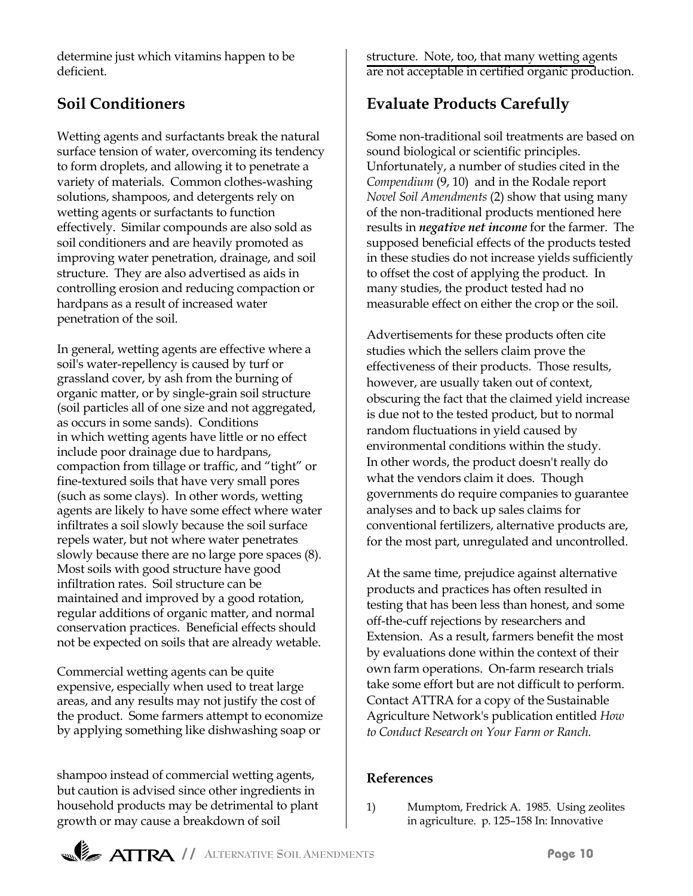determine just which vitamins happen to be deficient.

## Soil Conditioners

Wetting agents and surfactants break the natural surface tension of water, overcoming its tendency to form droplets, and allowing it to penetrate a variety of materials. Common clothes-washing solutions, shampoos, and detergents rely on wetting agents or surfactants to function effectively. Similar compounds are also sold as soil conditioners and are heavily promoted as improving water penetration, drainage, and soil structure. They are also advertised as aids in controlling erosion and reducing compaction or hardpans as a result of increased water penetration of the soil.

In general, wetting agents are effective where a soil's water-repellency is caused by turf or grassland cover, by ash from the burning of organic matter, or by single-grain soil structure (soil particles all of one size and not aggregated, as occurs in some sands). Conditions in which wetting agents have little or no effect include poor drainage due to hardpans, compaction from tillage or traffic, and "tight" or fine-textured soils that have very small pores (such as some clays). In other words, wetting agents are likely to have some effect where water infiltrates a soil slowly because the soil surface repels water, but not where water penetrates slowly because there are no large pore spaces (8). Most soils with good structure have good infiltration rates. Soil structure can be maintained and improved by a good rotation, regular additions of organic matter, and normal conservation practices. Beneficial effects should not be expected on soils that are already wetable.

Commercial wetting agents can be quite expensive, especially when used to treat large areas, and any results may not justify the cost of the product. Some farmers attempt to economize by applying something like dishwashing soap or shampoo instead of commercial wetting agents, but caution is advised since other ingredients in household products may be detrimental to plant growth or may cause a breakdown of soil structure. Note, too, that many wetting agents are not acceptable in certified organic production.

## Evaluate Products Carefully

Some non-traditional soil treatments are based on sound biological or scientific principles. Unfortunately, a number of studies cited in the *Compendium* (9, 10) and in the Rodale report *Novel Soil Amendments* (2) show that using many of the non-traditional products mentioned here results in ***negative net income*** for the farmer. The supposed beneficial effects of the products tested in these studies do not increase yields sufficiently to offset the cost of applying the product. In many studies, the product tested had no measurable effect on either the crop or the soil.

Advertisements for these products often cite studies which the sellers claim prove the effectiveness of their products. Those results, however, are usually taken out of context, obscuring the fact that the claimed yield increase is due not to the tested product, but to normal random fluctuations in yield caused by environmental conditions within the study. In other words, the product doesn't really do what the vendors claim it does. Though governments do require companies to guarantee analyses and to back up sales claims for conventional fertilizers, alternative products are, for the most part, unregulated and uncontrolled.

At the same time, prejudice against alternative products and practices has often resulted in testing that has been less than honest, and some off-the-cuff rejections by researchers and Extension. As a result, farmers benefit the most by evaluations done within the context of their own farm operations. On-farm research trials take some effort but are not difficult to perform. Contact ATTRA for a copy of the Sustainable Agriculture Network's publication entitled *How to Conduct Research on Your Farm or Ranch.*

### References

1) Mumptom, Fredrick A. 1985. Using zeolites in agriculture. p. 125–158 In: Innovative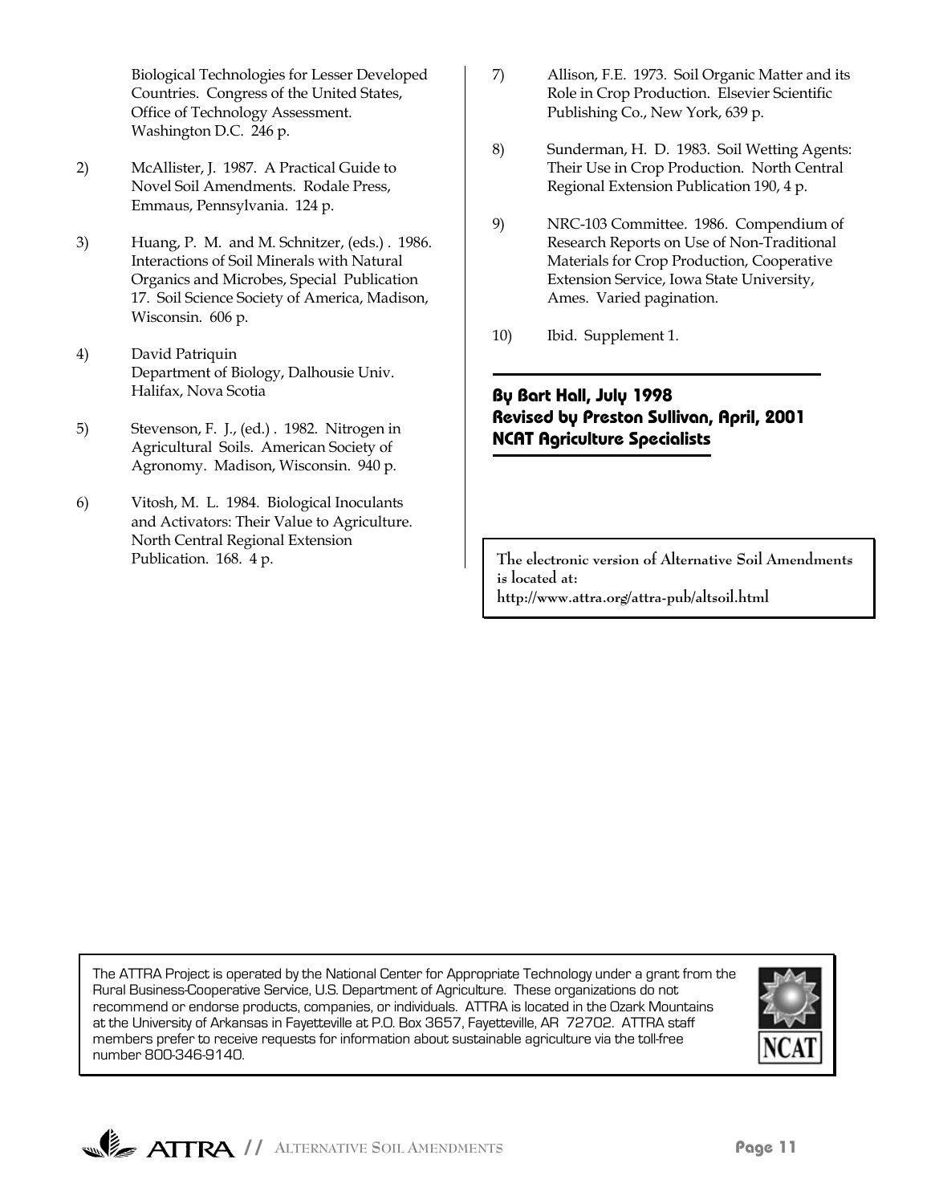Biological Technologies for Lesser Developed Countries. Congress of the United States, Office of Technology Assessment. Washington D.C. 246 p.

2) McAllister, J. 1987. A Practical Guide to Novel Soil Amendments. Rodale Press, Emmaus, Pennsylvania. 124 p.

3) Huang, P. M. and M. Schnitzer, (eds.) . 1986. Interactions of Soil Minerals with Natural Organics and Microbes, Special Publication 17. Soil Science Society of America, Madison, Wisconsin. 606 p.

4) David Patriquin
Department of Biology, Dalhousie Univ.
Halifax, Nova Scotia

5) Stevenson, F. J., (ed.) . 1982. Nitrogen in Agricultural Soils. American Society of Agronomy. Madison, Wisconsin. 940 p.

6) Vitosh, M. L. 1984. Biological Inoculants and Activators: Their Value to Agriculture. North Central Regional Extension Publication. 168. 4 p.

7) Allison, F.E. 1973. Soil Organic Matter and its Role in Crop Production. Elsevier Scientific Publishing Co., New York, 639 p.

8) Sunderman, H. D. 1983. Soil Wetting Agents: Their Use in Crop Production. North Central Regional Extension Publication 190, 4 p.

9) NRC-103 Committee. 1986. Compendium of Research Reports on Use of Non-Traditional Materials for Crop Production, Cooperative Extension Service, Iowa State University, Ames. Varied pagination.

10) Ibid. Supplement 1.

**By Bart Hall, July 1998**
**Revised by Preston Sullivan, April, 2001**
**NCAT Agriculture Specialists**

The electronic version of Alternative Soil Amendments is located at:
http://www.attra.org/attra-pub/altsoil.html

The ATTRA Project is operated by the National Center for Appropriate Technology under a grant from the Rural Business-Cooperative Service, U.S. Department of Agriculture. These organizations do not recommend or endorse products, companies, or individuals. ATTRA is located in the Ozark Mountains at the University of Arkansas in Fayetteville at P.O. Box 3657, Fayetteville, AR 72702. ATTRA staff members prefer to receive requests for information about sustainable agriculture via the toll-free number 800-346-9140.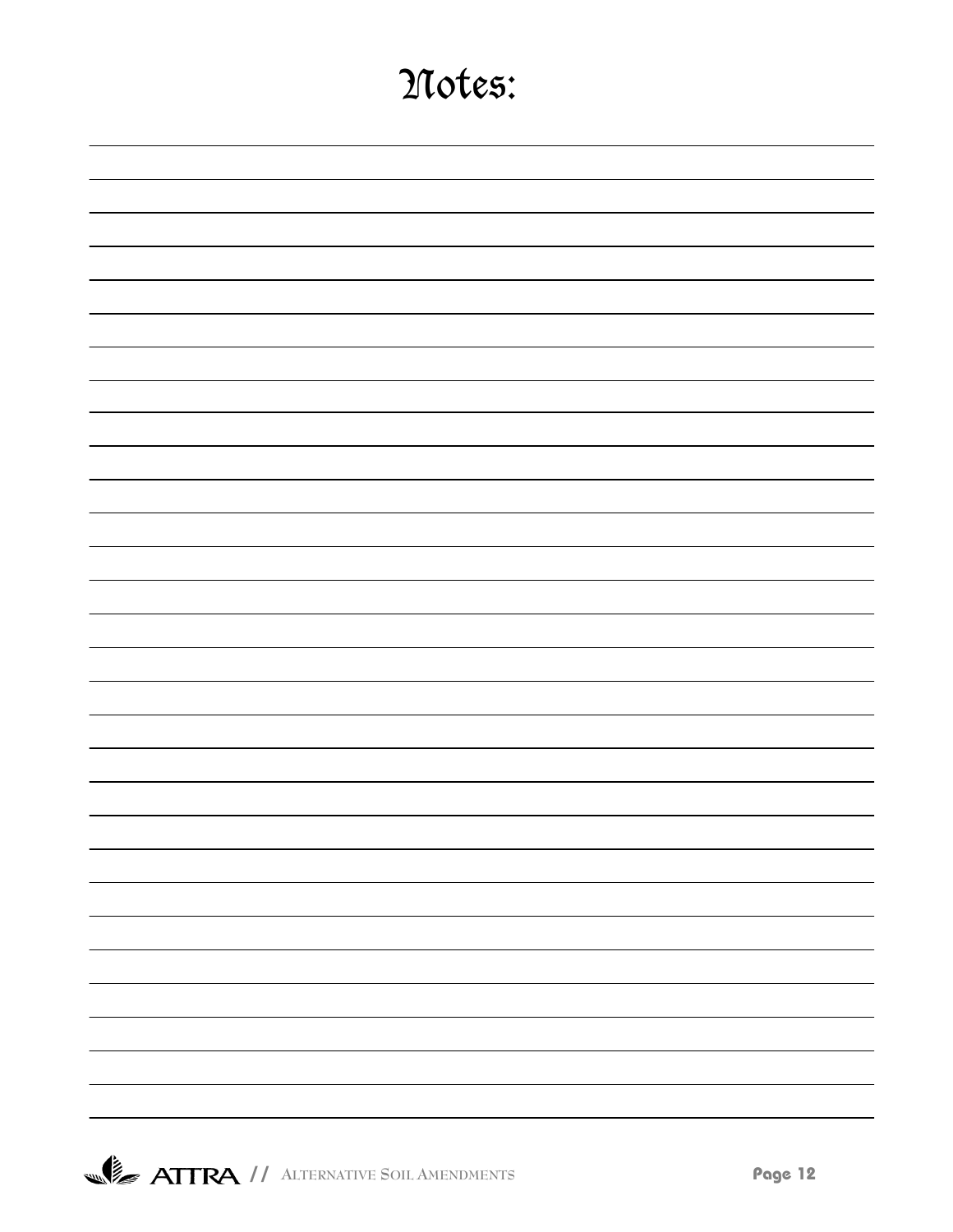# Notes: